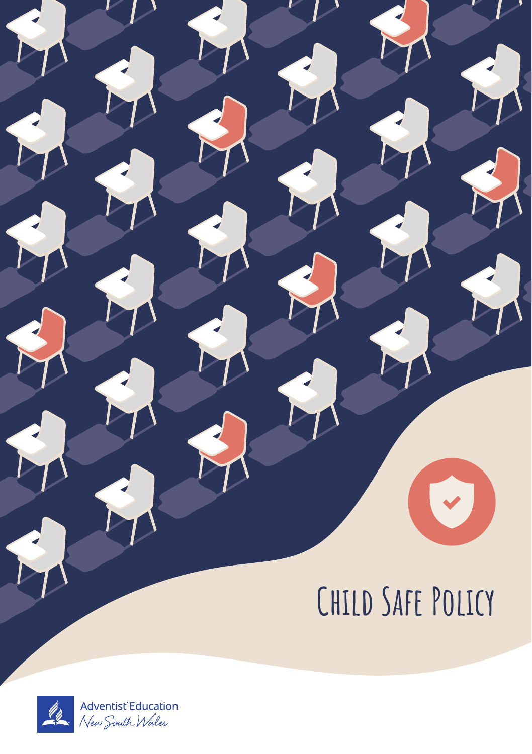# Child Safe Policy

Adventist Education

New South Wales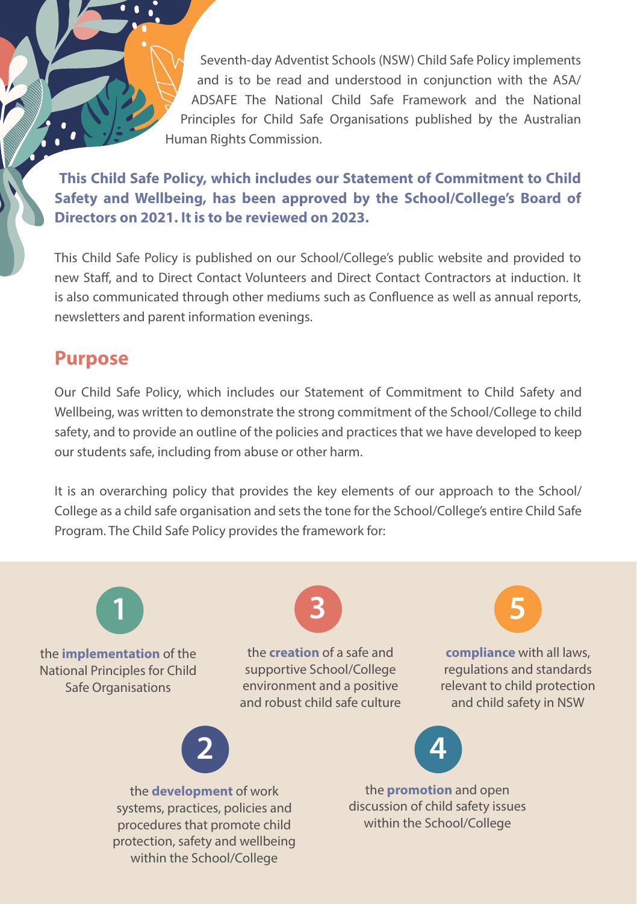Seventh-day Adventist Schools (NSW) Child Safe Policy implements and is to be read and understood in conjunction with the ASA/ADSAFE The National Child Safe Framework and the National Principles for Child Safe Organisations published by the Australian Human Rights Commission.

**This Child Safe Policy, which includes our Statement of Commitment to Child Safety and Wellbeing, has been approved by the School/College's Board of Directors on 2021. It is to be reviewed on 2023.**

This Child Safe Policy is published on our School/College's public website and provided to new Staff, and to Direct Contact Volunteers and Direct Contact Contractors at induction. It is also communicated through other mediums such as Confluence as well as annual reports, newsletters and parent information evenings.

## Purpose

Our Child Safe Policy, which includes our Statement of Commitment to Child Safety and Wellbeing, was written to demonstrate the strong commitment of the School/College to child safety, and to provide an outline of the policies and practices that we have developed to keep our students safe, including from abuse or other harm.

It is an overarching policy that provides the key elements of our approach to the School/College as a child safe organisation and sets the tone for the School/College's entire Child Safe Program. The Child Safe Policy provides the framework for:

1. the **implementation** of the National Principles for Child Safe Organisations
2. the **development** of work systems, practices, policies and procedures that promote child protection, safety and wellbeing within the School/College
3. the **creation** of a safe and supportive School/College environment and a positive and robust child safe culture
4. the **promotion** and open discussion of child safety issues within the School/College
5. **compliance** with all laws, regulations and standards relevant to child protection and child safety in NSW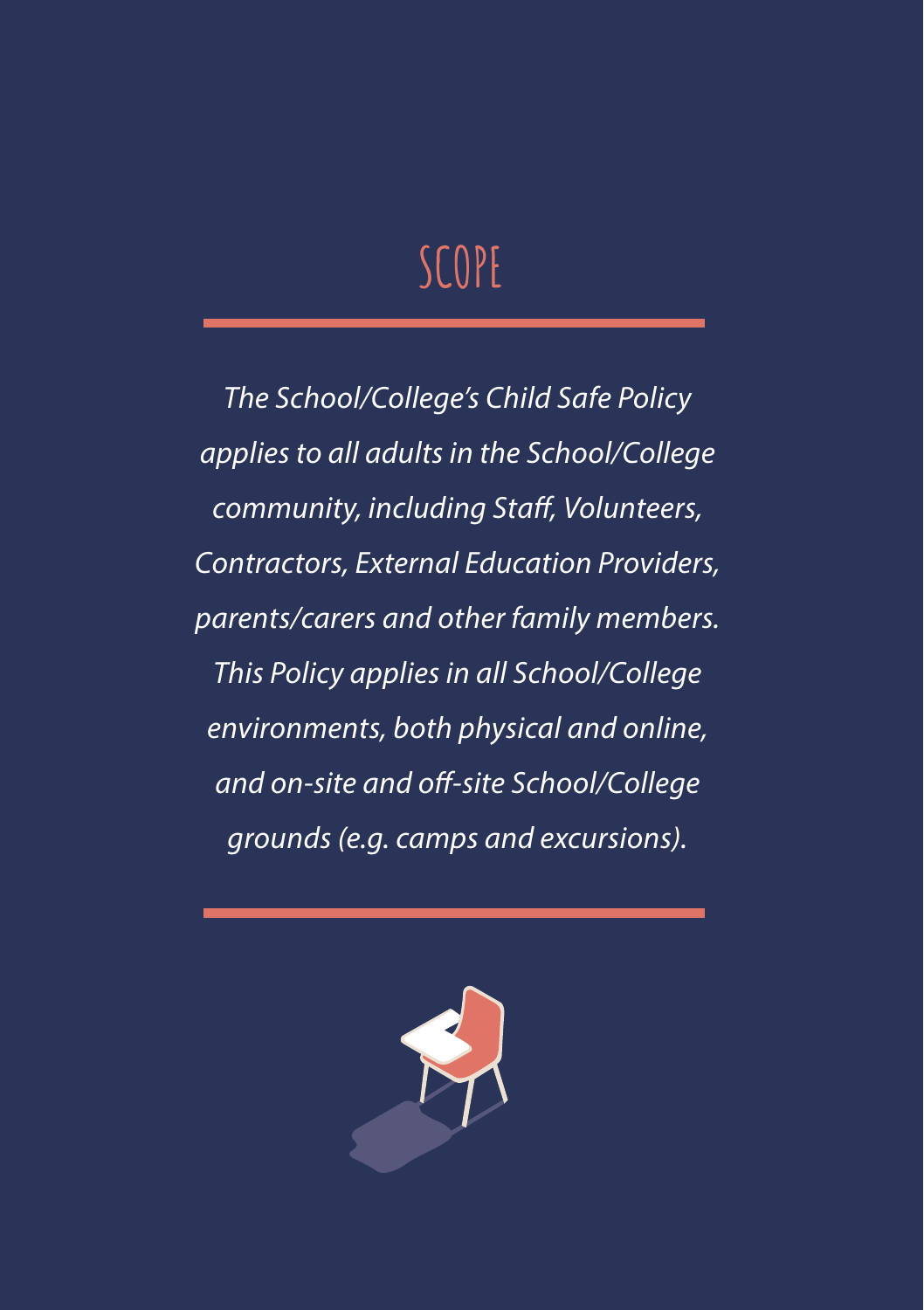# SCOPE

*The School/College's Child Safe Policy applies to all adults in the School/College community, including Staff, Volunteers, Contractors, External Education Providers, parents/carers and other family members. This Policy applies in all School/College environments, both physical and online, and on-site and off-site School/College grounds (e.g. camps and excursions).*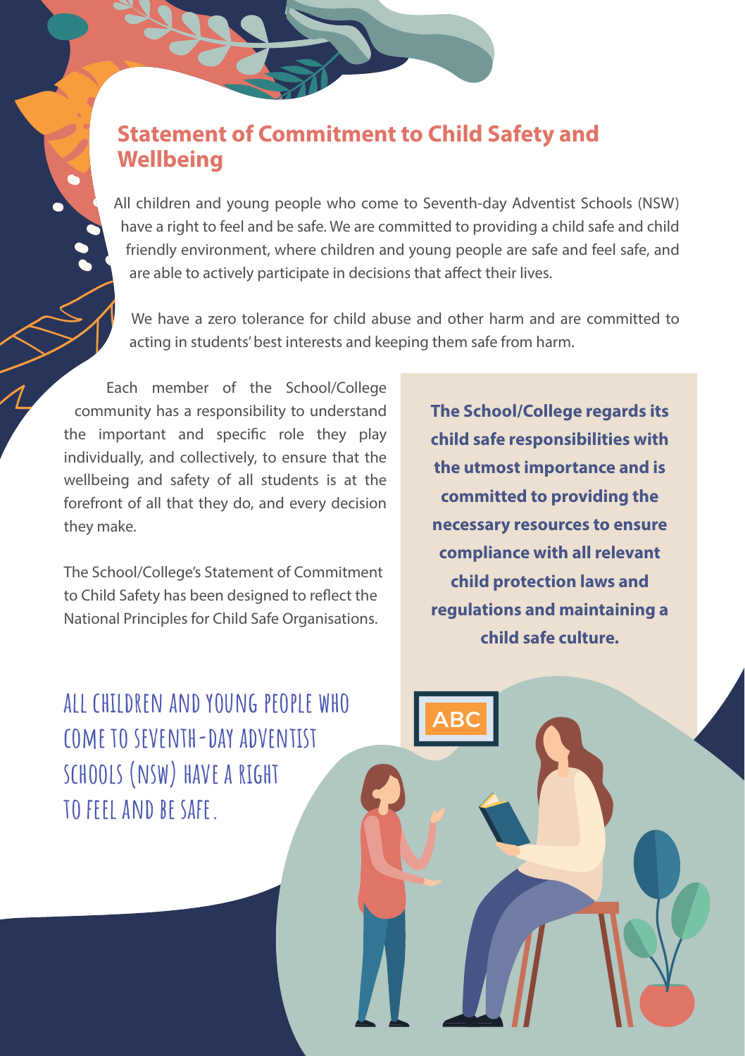## Statement of Commitment to Child Safety and Wellbeing

All children and young people who come to Seventh-day Adventist Schools (NSW) have a right to feel and be safe. We are committed to providing a child safe and child friendly environment, where children and young people are safe and feel safe, and are able to actively participate in decisions that affect their lives.

We have a zero tolerance for child abuse and other harm and are committed to acting in students' best interests and keeping them safe from harm.

Each member of the School/College community has a responsibility to understand the important and specific role they play individually, and collectively, to ensure that the wellbeing and safety of all students is at the forefront of all that they do, and every decision they make.

The School/College's Statement of Commitment to Child Safety has been designed to reflect the National Principles for Child Safe Organisations.

**The School/College regards its child safe responsibilities with the utmost importance and is committed to providing the necessary resources to ensure compliance with all relevant child protection laws and regulations and maintaining a child safe culture.**

ALL CHILDREN AND YOUNG PEOPLE WHO COME TO SEVENTH-DAY ADVENTIST SCHOOLS (NSW) HAVE A RIGHT TO FEEL AND BE SAFE.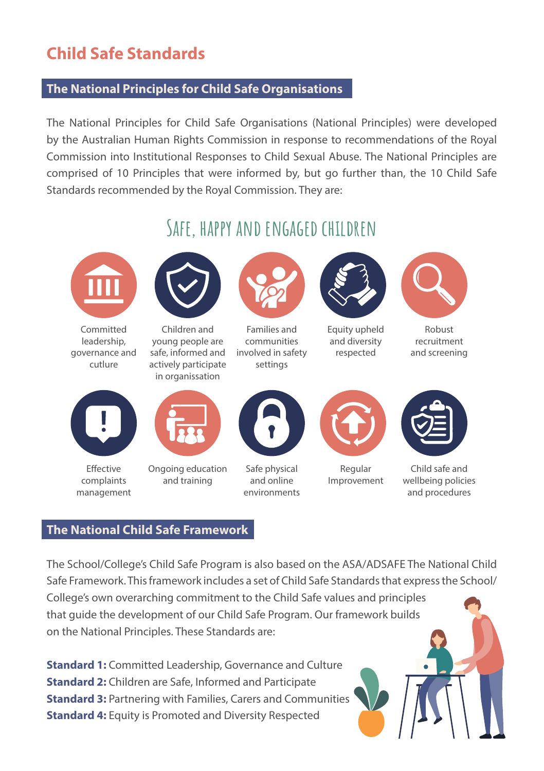# Child Safe Standards

## The National Principles for Child Safe Organisations

The National Principles for Child Safe Organisations (National Principles) were developed by the Australian Human Rights Commission in response to recommendations of the Royal Commission into Institutional Responses to Child Sexual Abuse. The National Principles are comprised of 10 Principles that were informed by, but go further than, the 10 Child Safe Standards recommended by the Royal Commission. They are:

### Safe, happy and engaged children

- Committed leadership, governance and cutlure
- Children and young people are safe, informed and actively participate in organisation
- Families and communities involved in safety settings
- Equity upheld and diversity respected
- Robust recruitment and screening
- Effective complaints management
- Ongoing education and training
- Safe physical and online environments
- Regular Improvement
- Child safe and wellbeing policies and procedures

## The National Child Safe Framework

The School/College's Child Safe Program is also based on the ASA/ADSAFE The National Child Safe Framework. This framework includes a set of Child Safe Standards that express the School/College's own overarching commitment to the Child Safe values and principles that guide the development of our Child Safe Program. Our framework builds on the National Principles. These Standards are:

**Standard 1:** Committed Leadership, Governance and Culture
**Standard 2:** Children are Safe, Informed and Participate
**Standard 3:** Partnering with Families, Carers and Communities
**Standard 4:** Equity is Promoted and Diversity Respected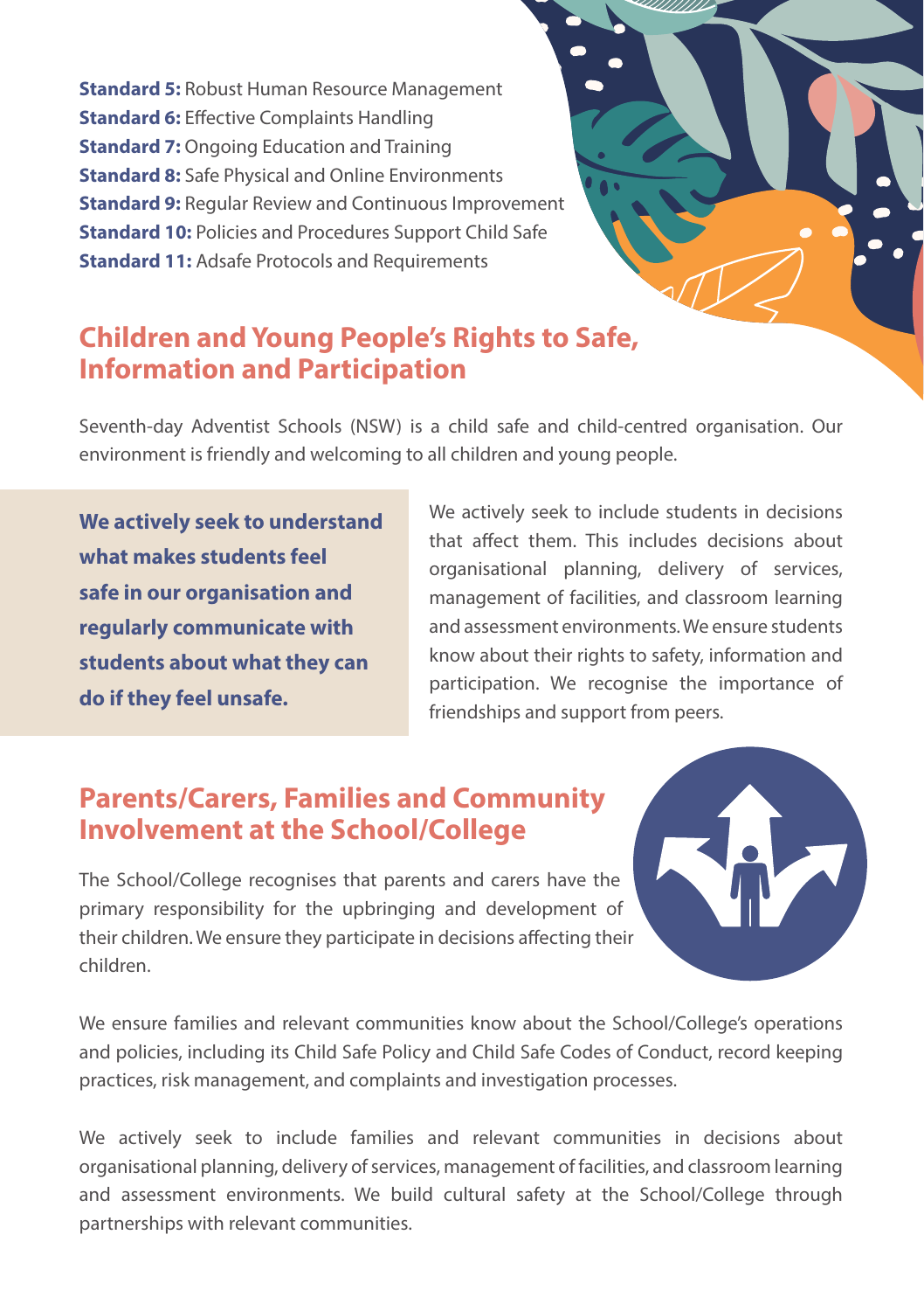**Standard 5:** Robust Human Resource Management
**Standard 6:** Effective Complaints Handling
**Standard 7:** Ongoing Education and Training
**Standard 8:** Safe Physical and Online Environments
**Standard 9:** Regular Review and Continuous Improvement
**Standard 10:** Policies and Procedures Support Child Safe
**Standard 11:** Adsafe Protocols and Requirements

## Children and Young People's Rights to Safe, Information and Participation

Seventh-day Adventist Schools (NSW) is a child safe and child-centred organisation. Our environment is friendly and welcoming to all children and young people.

**We actively seek to understand what makes students feel safe in our organisation and regularly communicate with students about what they can do if they feel unsafe.**

We actively seek to include students in decisions that affect them. This includes decisions about organisational planning, delivery of services, management of facilities, and classroom learning and assessment environments. We ensure students know about their rights to safety, information and participation. We recognise the importance of friendships and support from peers.

## Parents/Carers, Families and Community Involvement at the School/College

The School/College recognises that parents and carers have the primary responsibility for the upbringing and development of their children. We ensure they participate in decisions affecting their children.

We ensure families and relevant communities know about the School/College's operations and policies, including its Child Safe Policy and Child Safe Codes of Conduct, record keeping practices, risk management, and complaints and investigation processes.

We actively seek to include families and relevant communities in decisions about organisational planning, delivery of services, management of facilities, and classroom learning and assessment environments. We build cultural safety at the School/College through partnerships with relevant communities.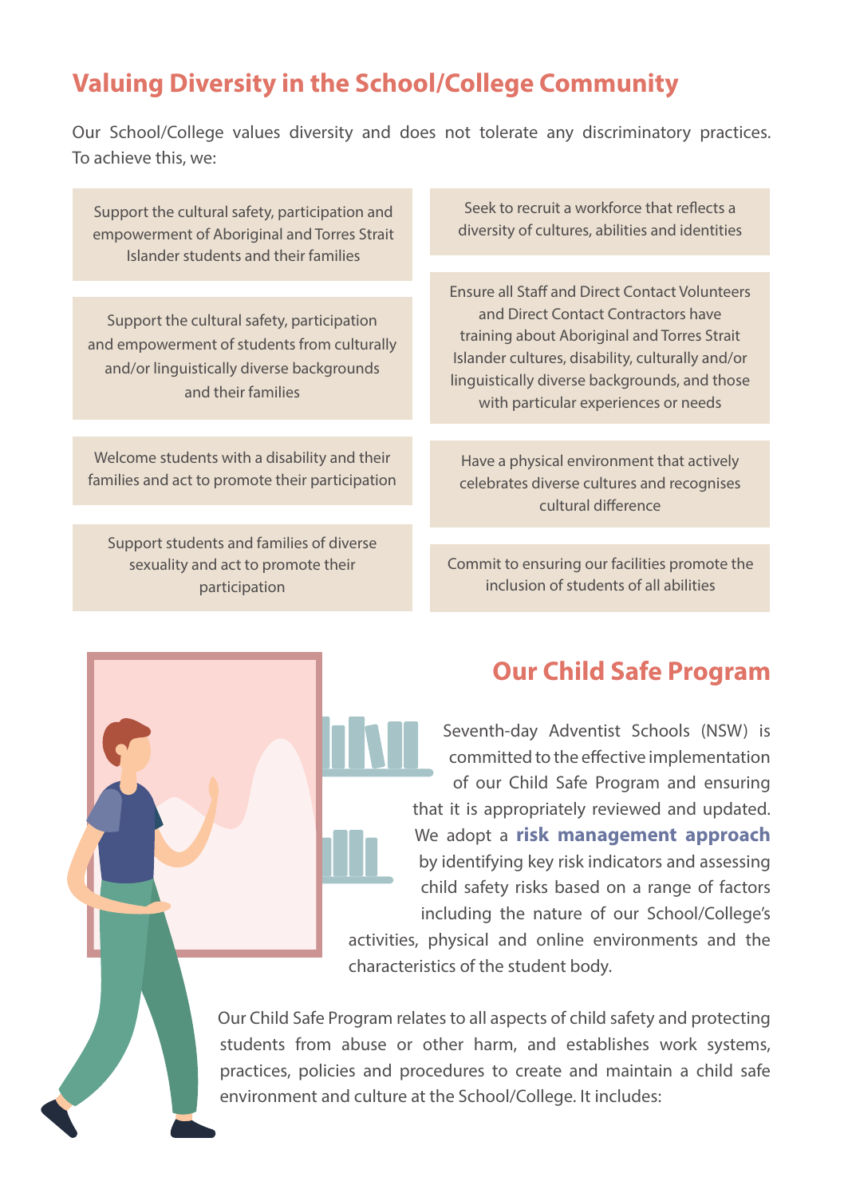## Valuing Diversity in the School/College Community

Our School/College values diversity and does not tolerate any discriminatory practices. To achieve this, we:

- Support the cultural safety, participation and empowerment of Aboriginal and Torres Strait Islander students and their families
- Support the cultural safety, participation and empowerment of students from culturally and/or linguistically diverse backgrounds and their families
- Welcome students with a disability and their families and act to promote their participation
- Support students and families of diverse sexuality and act to promote their participation
- Seek to recruit a workforce that reflects a diversity of cultures, abilities and identities
- Ensure all Staff and Direct Contact Volunteers and Direct Contact Contractors have training about Aboriginal and Torres Strait Islander cultures, disability, culturally and/or linguistically diverse backgrounds, and those with particular experiences or needs
- Have a physical environment that actively celebrates diverse cultures and recognises cultural difference
- Commit to ensuring our facilities promote the inclusion of students of all abilities

## Our Child Safe Program

Seventh-day Adventist Schools (NSW) is committed to the effective implementation of our Child Safe Program and ensuring that it is appropriately reviewed and updated. We adopt a **risk management approach** by identifying key risk indicators and assessing child safety risks based on a range of factors including the nature of our School/College's activities, physical and online environments and the characteristics of the student body.

Our Child Safe Program relates to all aspects of child safety and protecting students from abuse or other harm, and establishes work systems, practices, policies and procedures to create and maintain a child safe environment and culture at the School/College. It includes: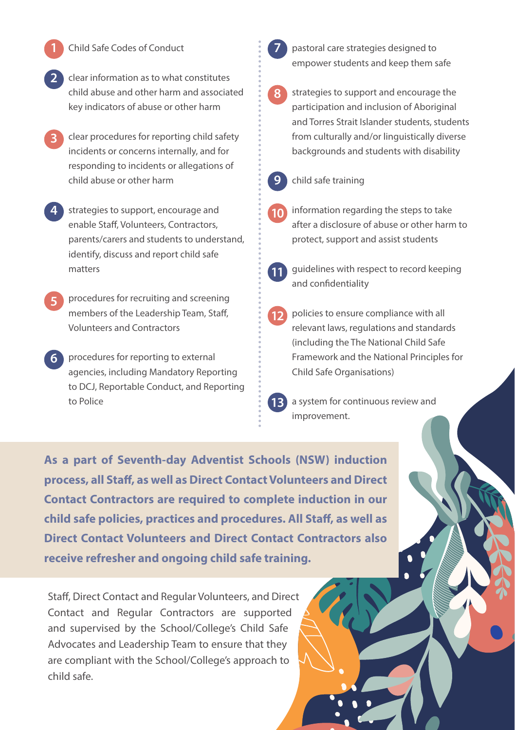1. Child Safe Codes of Conduct
2. clear information as to what constitutes child abuse and other harm and associated key indicators of abuse or other harm
3. clear procedures for reporting child safety incidents or concerns internally, and for responding to incidents or allegations of child abuse or other harm
4. strategies to support, encourage and enable Staff, Volunteers, Contractors, parents/carers and students to understand, identify, discuss and report child safe matters
5. procedures for recruiting and screening members of the Leadership Team, Staff, Volunteers and Contractors
6. procedures for reporting to external agencies, including Mandatory Reporting to DCJ, Reportable Conduct, and Reporting to Police
7. pastoral care strategies designed to empower students and keep them safe
8. strategies to support and encourage the participation and inclusion of Aboriginal and Torres Strait Islander students, students from culturally and/or linguistically diverse backgrounds and students with disability
9. child safe training
10. information regarding the steps to take after a disclosure of abuse or other harm to protect, support and assist students
11. guidelines with respect to record keeping and confidentiality
12. policies to ensure compliance with all relevant laws, regulations and standards (including the The National Child Safe Framework and the National Principles for Child Safe Organisations)
13. a system for continuous review and improvement.

**As a part of Seventh-day Adventist Schools (NSW) induction process, all Staff, as well as Direct Contact Volunteers and Direct Contact Contractors are required to complete induction in our child safe policies, practices and procedures. All Staff, as well as Direct Contact Volunteers and Direct Contact Contractors also receive refresher and ongoing child safe training.**

Staff, Direct Contact and Regular Volunteers, and Direct Contact and Regular Contractors are supported and supervised by the School/College's Child Safe Advocates and Leadership Team to ensure that they are compliant with the School/College's approach to child safe.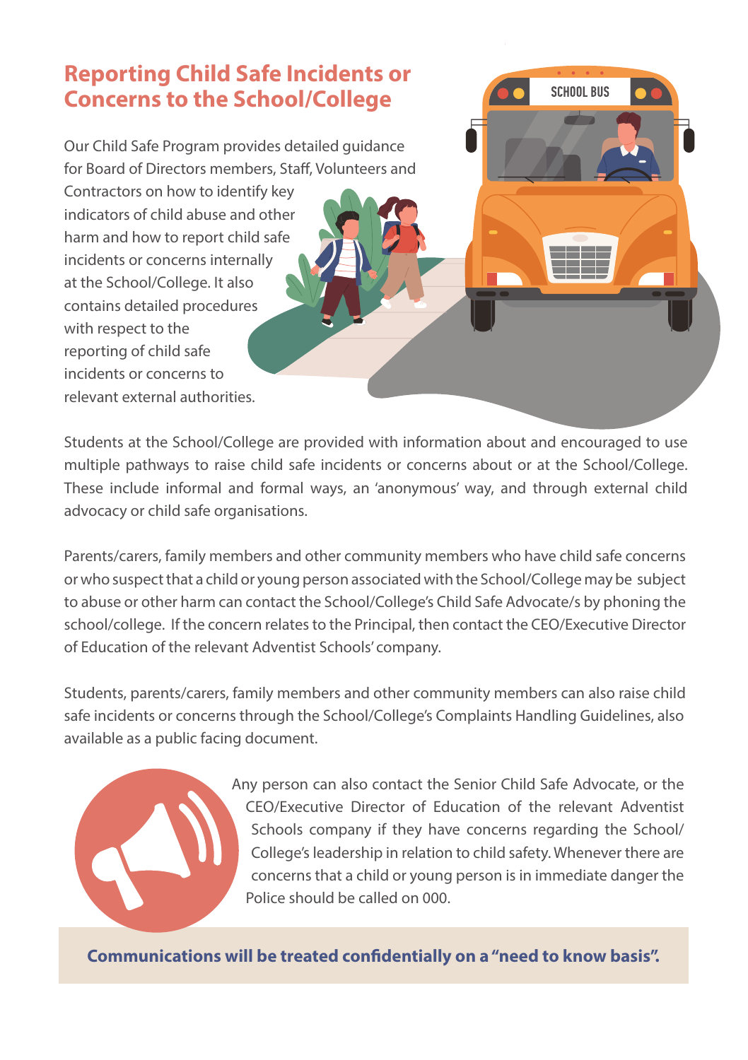# Reporting Child Safe Incidents or Concerns to the School/College

Our Child Safe Program provides detailed guidance for Board of Directors members, Staff, Volunteers and Contractors on how to identify key indicators of child abuse and other harm and how to report child safe incidents or concerns internally at the School/College. It also contains detailed procedures with respect to the reporting of child safe incidents or concerns to relevant external authorities.

Students at the School/College are provided with information about and encouraged to use multiple pathways to raise child safe incidents or concerns about or at the School/College. These include informal and formal ways, an 'anonymous' way, and through external child advocacy or child safe organisations.

Parents/carers, family members and other community members who have child safe concerns or who suspect that a child or young person associated with the School/College may be subject to abuse or other harm can contact the School/College's Child Safe Advocate/s by phoning the school/college. If the concern relates to the Principal, then contact the CEO/Executive Director of Education of the relevant Adventist Schools' company.

Students, parents/carers, family members and other community members can also raise child safe incidents or concerns through the School/College's Complaints Handling Guidelines, also available as a public facing document.

Any person can also contact the Senior Child Safe Advocate, or the CEO/Executive Director of Education of the relevant Adventist Schools company if they have concerns regarding the School/College's leadership in relation to child safety. Whenever there are concerns that a child or young person is in immediate danger the Police should be called on 000.

**Communications will be treated confidentially on a "need to know basis".**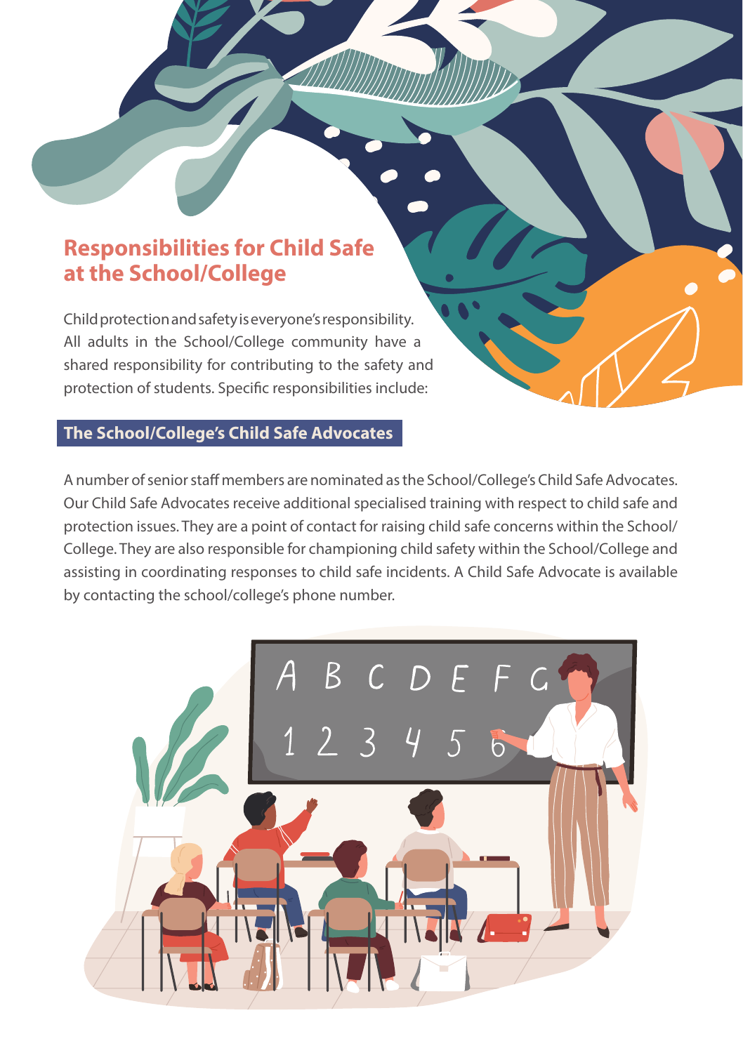## Responsibilities for Child Safe at the School/College

Child protection and safety is everyone's responsibility. All adults in the School/College community have a shared responsibility for contributing to the safety and protection of students. Specific responsibilities include:

### The School/College's Child Safe Advocates

A number of senior staff members are nominated as the School/College's Child Safe Advocates. Our Child Safe Advocates receive additional specialised training with respect to child safe and protection issues. They are a point of contact for raising child safe concerns within the School/College. They are also responsible for championing child safety within the School/College and assisting in coordinating responses to child safe incidents. A Child Safe Advocate is available by contacting the school/college's phone number.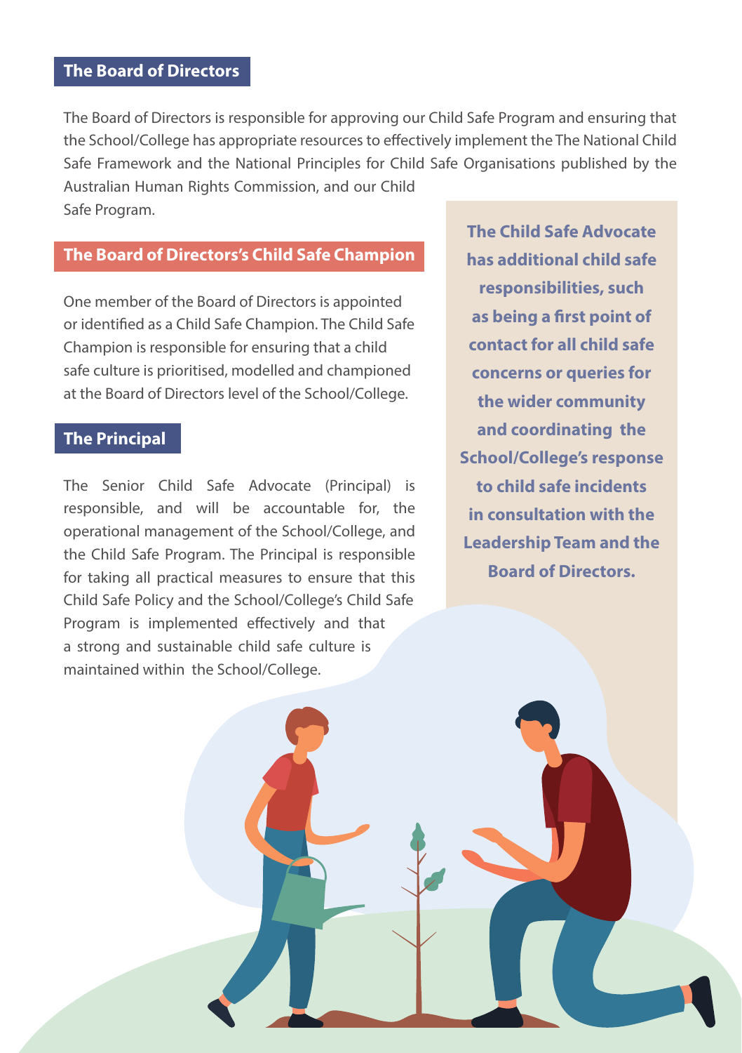## The Board of Directors

The Board of Directors is responsible for approving our Child Safe Program and ensuring that the School/College has appropriate resources to effectively implement the The National Child Safe Framework and the National Principles for Child Safe Organisations published by the Australian Human Rights Commission, and our Child Safe Program.

## The Board of Directors's Child Safe Champion

One member of the Board of Directors is appointed or identified as a Child Safe Champion. The Child Safe Champion is responsible for ensuring that a child safe culture is prioritised, modelled and championed at the Board of Directors level of the School/College.

## The Principal

The Senior Child Safe Advocate (Principal) is responsible, and will be accountable for, the operational management of the School/College, and the Child Safe Program. The Principal is responsible for taking all practical measures to ensure that this Child Safe Policy and the School/College's Child Safe Program is implemented effectively and that a strong and sustainable child safe culture is maintained within the School/College.

**The Child Safe Advocate has additional child safe responsibilities, such as being a first point of contact for all child safe concerns or queries for the wider community and coordinating the School/College's response to child safe incidents in consultation with the Leadership Team and the Board of Directors.**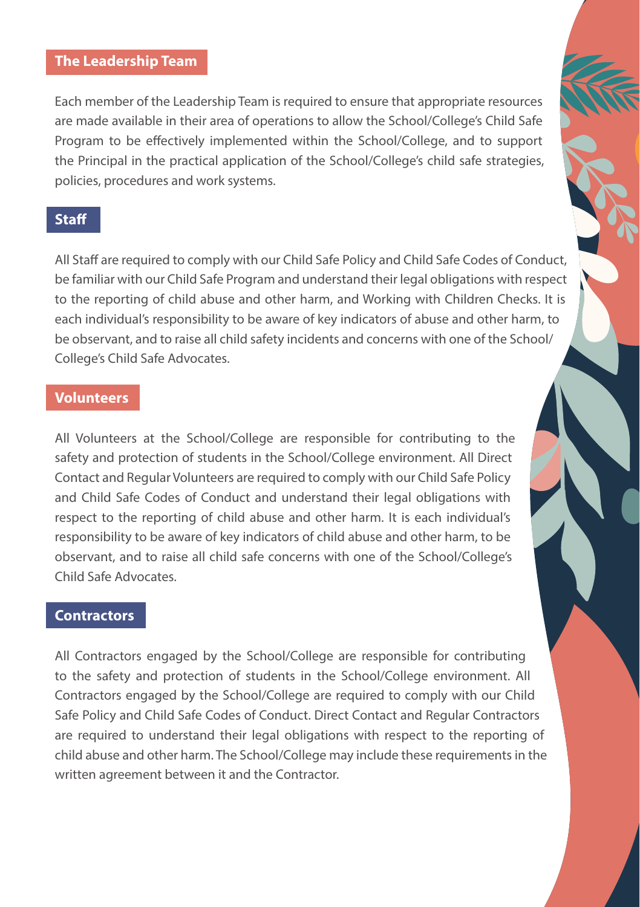## The Leadership Team

Each member of the Leadership Team is required to ensure that appropriate resources are made available in their area of operations to allow the School/College's Child Safe Program to be effectively implemented within the School/College, and to support the Principal in the practical application of the School/College's child safe strategies, policies, procedures and work systems.

## Staff

All Staff are required to comply with our Child Safe Policy and Child Safe Codes of Conduct, be familiar with our Child Safe Program and understand their legal obligations with respect to the reporting of child abuse and other harm, and Working with Children Checks. It is each individual's responsibility to be aware of key indicators of abuse and other harm, to be observant, and to raise all child safety incidents and concerns with one of the School/College's Child Safe Advocates.

## Volunteers

All Volunteers at the School/College are responsible for contributing to the safety and protection of students in the School/College environment. All Direct Contact and Regular Volunteers are required to comply with our Child Safe Policy and Child Safe Codes of Conduct and understand their legal obligations with respect to the reporting of child abuse and other harm. It is each individual's responsibility to be aware of key indicators of child abuse and other harm, to be observant, and to raise all child safe concerns with one of the School/College's Child Safe Advocates.

## Contractors

All Contractors engaged by the School/College are responsible for contributing to the safety and protection of students in the School/College environment. All Contractors engaged by the School/College are required to comply with our Child Safe Policy and Child Safe Codes of Conduct. Direct Contact and Regular Contractors are required to understand their legal obligations with respect to the reporting of child abuse and other harm. The School/College may include these requirements in the written agreement between it and the Contractor.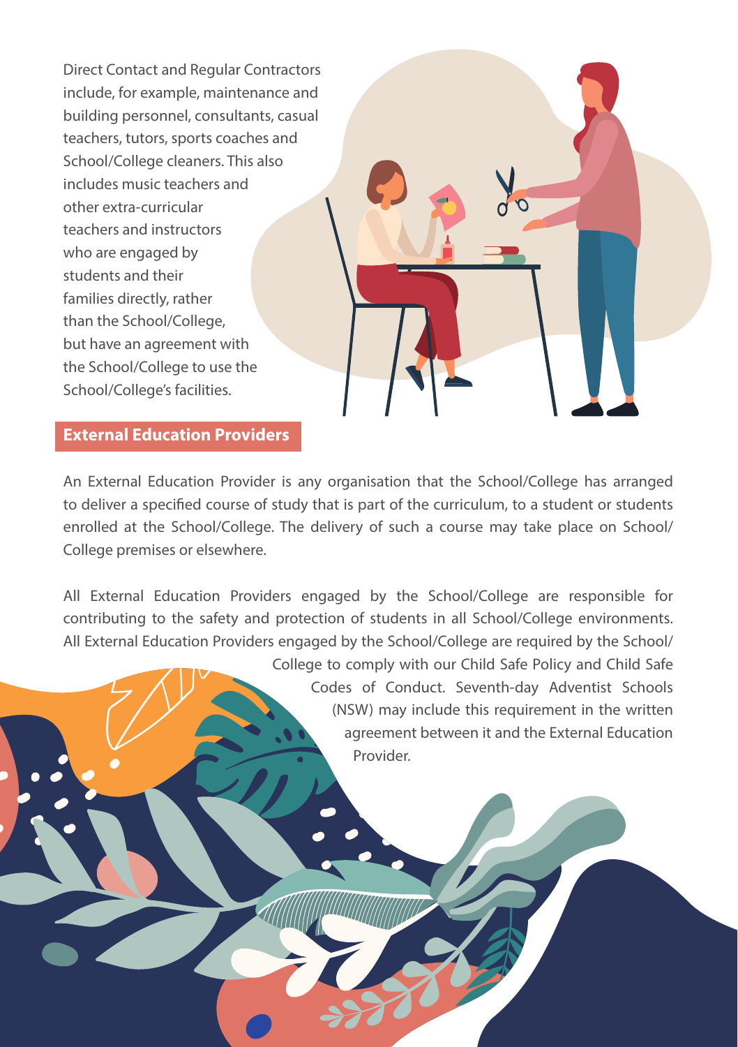Direct Contact and Regular Contractors include, for example, maintenance and building personnel, consultants, casual teachers, tutors, sports coaches and School/College cleaners. This also includes music teachers and other extra-curricular teachers and instructors who are engaged by students and their families directly, rather than the School/College, but have an agreement with the School/College to use the School/College's facilities.

## External Education Providers

An External Education Provider is any organisation that the School/College has arranged to deliver a specified course of study that is part of the curriculum, to a student or students enrolled at the School/College. The delivery of such a course may take place on School/College premises or elsewhere.

All External Education Providers engaged by the School/College are responsible for contributing to the safety and protection of students in all School/College environments. All External Education Providers engaged by the School/College are required by the School/College to comply with our Child Safe Policy and Child Safe Codes of Conduct. Seventh-day Adventist Schools (NSW) may include this requirement in the written agreement between it and the External Education Provider.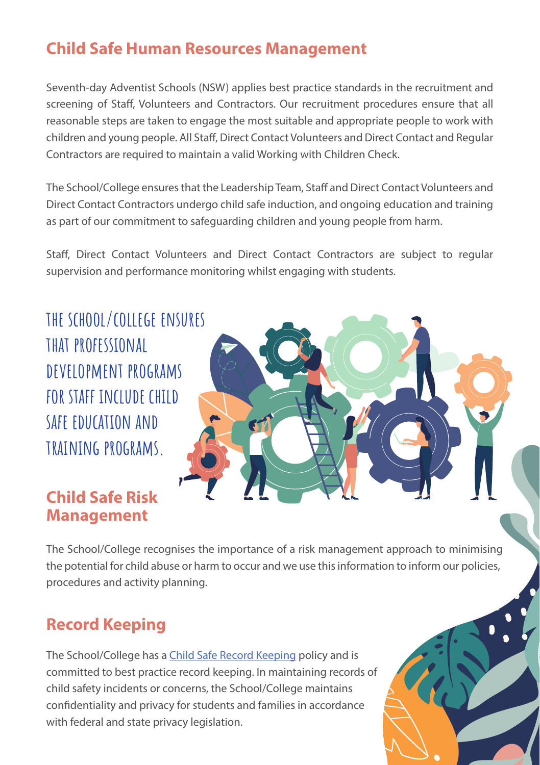## Child Safe Human Resources Management

Seventh-day Adventist Schools (NSW) applies best practice standards in the recruitment and screening of Staff, Volunteers and Contractors. Our recruitment procedures ensure that all reasonable steps are taken to engage the most suitable and appropriate people to work with children and young people. All Staff, Direct Contact Volunteers and Direct Contact and Regular Contractors are required to maintain a valid Working with Children Check.

The School/College ensures that the Leadership Team, Staff and Direct Contact Volunteers and Direct Contact Contractors undergo child safe induction, and ongoing education and training as part of our commitment to safeguarding children and young people from harm.

Staff, Direct Contact Volunteers and Direct Contact Contractors are subject to regular supervision and performance monitoring whilst engaging with students.

**THE SCHOOL/COLLEGE ENSURES THAT PROFESSIONAL DEVELOPMENT PROGRAMS FOR STAFF INCLUDE CHILD SAFE EDUCATION AND TRAINING PROGRAMS.**

## Child Safe Risk Management

The School/College recognises the importance of a risk management approach to minimising the potential for child abuse or harm to occur and we use this information to inform our policies, procedures and activity planning.

## Record Keeping

The School/College has a [Child Safe Record Keeping] policy and is committed to best practice record keeping. In maintaining records of child safety incidents or concerns, the School/College maintains confidentiality and privacy for students and families in accordance with federal and state privacy legislation.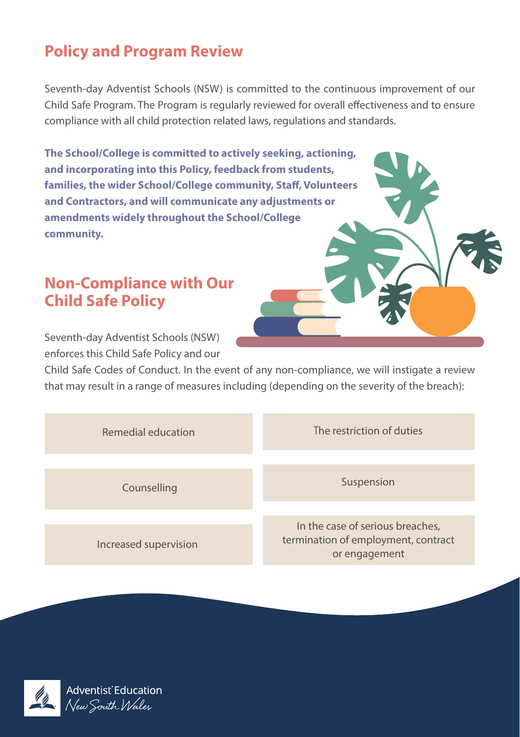## Policy and Program Review

Seventh-day Adventist Schools (NSW) is committed to the continuous improvement of our Child Safe Program. The Program is regularly reviewed for overall effectiveness and to ensure compliance with all child protection related laws, regulations and standards.

**The School/College is committed to actively seeking, actioning, and incorporating into this Policy, feedback from students, families, the wider School/College community, Staff, Volunteers and Contractors, and will communicate any adjustments or amendments widely throughout the School/College community.**

## Non-Compliance with Our Child Safe Policy

Seventh-day Adventist Schools (NSW) enforces this Child Safe Policy and our Child Safe Codes of Conduct. In the event of any non-compliance, we will instigate a review that may result in a range of measures including (depending on the severity of the breach):

- Remedial education
- Counselling
- Increased supervision
- The restriction of duties
- Suspension
- In the case of serious breaches, termination of employment, contract or engagement

Adventist Education New South Wales